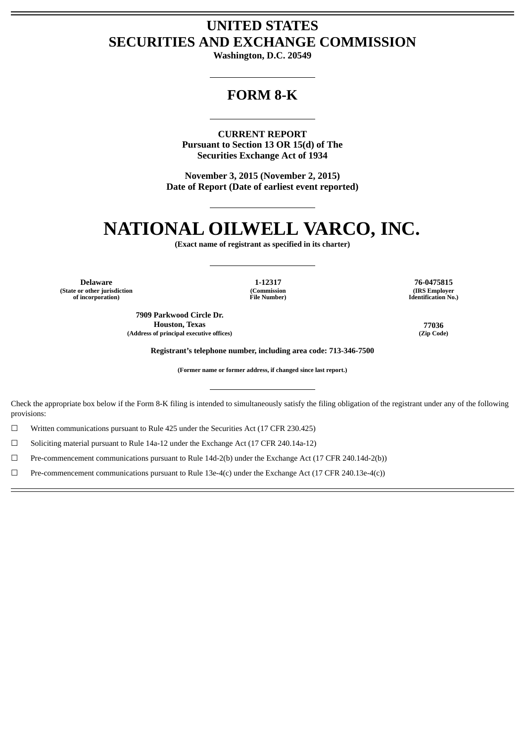# UNITED STATES
# SECURITIES AND EXCHANGE COMMISSION

**Washington, D.C. 20549**

## FORM 8-K

**CURRENT REPORT**
**Pursuant to Section 13 OR 15(d) of The**
**Securities Exchange Act of 1934**

**November 3, 2015 (November 2, 2015)**
**Date of Report (Date of earliest event reported)**

# NATIONAL OILWELL VARCO, INC.

**(Exact name of registrant as specified in its charter)**

| **Delaware** | **1-12317** | **76-0475815** |
|---|---|---|
| **(State or other jurisdiction of incorporation)** | **(Commission File Number)** | **(IRS Employer Identification No.)** |

| **7909 Parkwood Circle Dr.** **Houston, Texas** | **77036** |
|---|---|
| **(Address of principal executive offices)** | **(Zip Code)** |

**Registrant's telephone number, including area code: 713-346-7500**

**(Former name or former address, if changed since last report.)**

Check the appropriate box below if the Form 8-K filing is intended to simultaneously satisfy the filing obligation of the registrant under any of the following provisions:

☐ Written communications pursuant to Rule 425 under the Securities Act (17 CFR 230.425)

☐ Soliciting material pursuant to Rule 14a-12 under the Exchange Act (17 CFR 240.14a-12)

☐ Pre-commencement communications pursuant to Rule 14d-2(b) under the Exchange Act (17 CFR 240.14d-2(b))

☐ Pre-commencement communications pursuant to Rule 13e-4(c) under the Exchange Act (17 CFR 240.13e-4(c))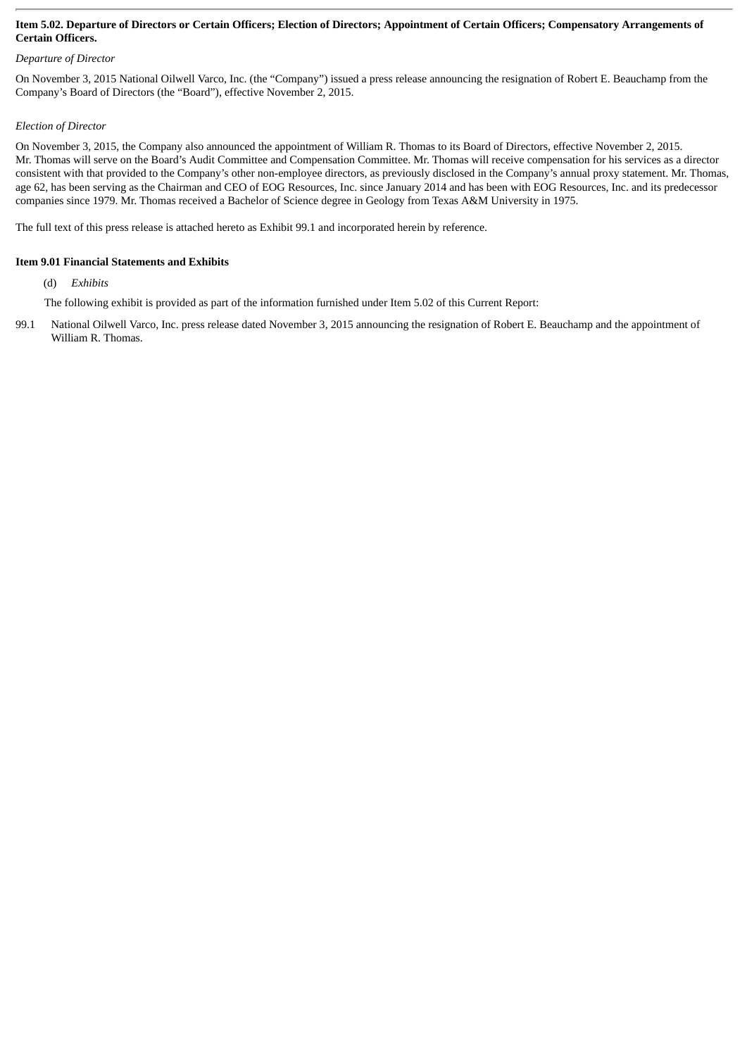**Item 5.02. Departure of Directors or Certain Officers; Election of Directors; Appointment of Certain Officers; Compensatory Arrangements of Certain Officers.**

*Departure of Director*

On November 3, 2015 National Oilwell Varco, Inc. (the "Company") issued a press release announcing the resignation of Robert E. Beauchamp from the Company's Board of Directors (the "Board"), effective November 2, 2015.

*Election of Director*

On November 3, 2015, the Company also announced the appointment of William R. Thomas to its Board of Directors, effective November 2, 2015. Mr. Thomas will serve on the Board's Audit Committee and Compensation Committee. Mr. Thomas will receive compensation for his services as a director consistent with that provided to the Company's other non-employee directors, as previously disclosed in the Company's annual proxy statement. Mr. Thomas, age 62, has been serving as the Chairman and CEO of EOG Resources, Inc. since January 2014 and has been with EOG Resources, Inc. and its predecessor companies since 1979. Mr. Thomas received a Bachelor of Science degree in Geology from Texas A&M University in 1975.

The full text of this press release is attached hereto as Exhibit 99.1 and incorporated herein by reference.

**Item 9.01 Financial Statements and Exhibits**

(d) *Exhibits*

The following exhibit is provided as part of the information furnished under Item 5.02 of this Current Report:

99.1 National Oilwell Varco, Inc. press release dated November 3, 2015 announcing the resignation of Robert E. Beauchamp and the appointment of William R. Thomas.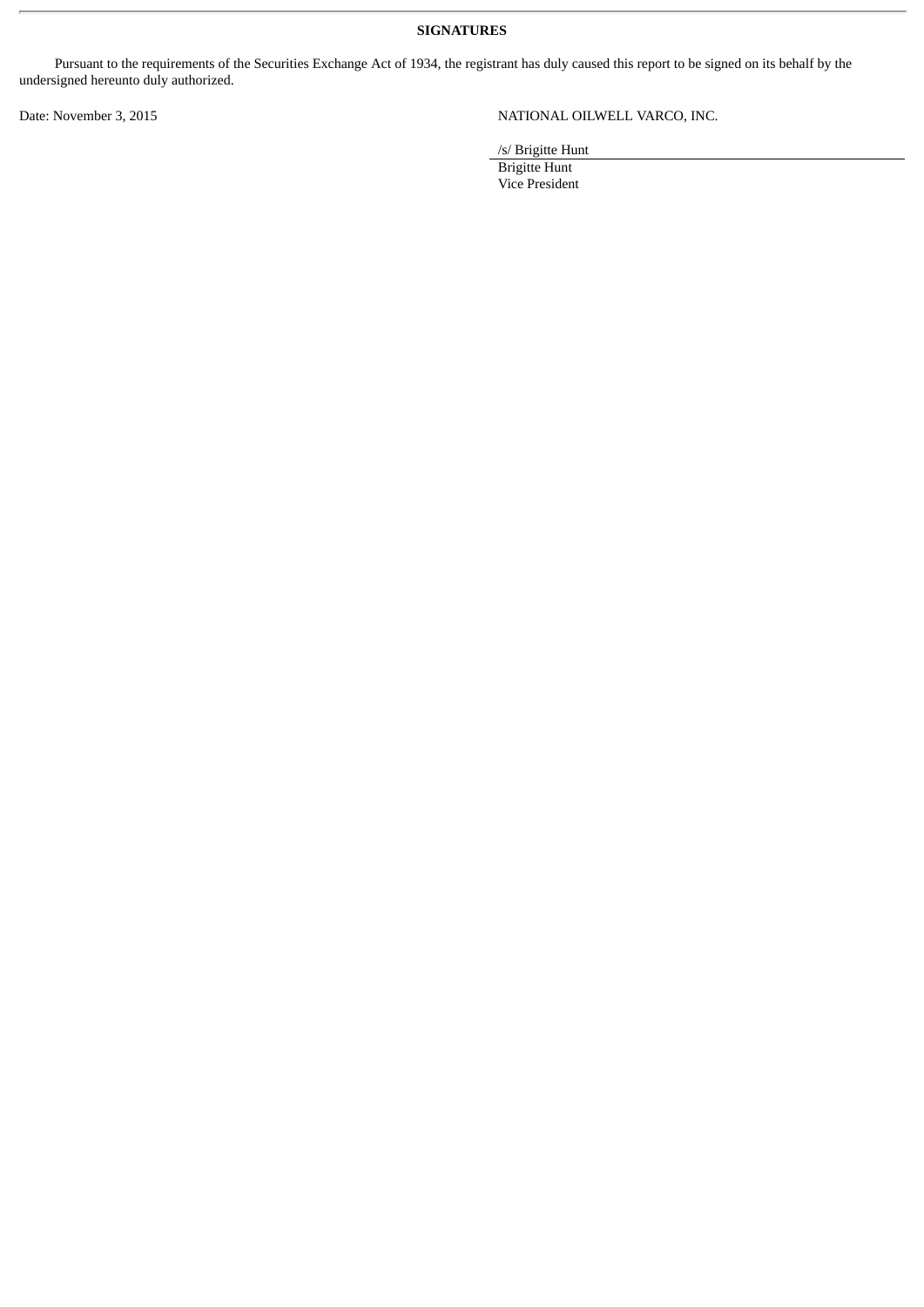**SIGNATURES**

Pursuant to the requirements of the Securities Exchange Act of 1934, the registrant has duly caused this report to be signed on its behalf by the undersigned hereunto duly authorized.

Date: November 3, 2015

NATIONAL OILWELL VARCO, INC.

/s/ Brigitte Hunt

Brigitte Hunt
Vice President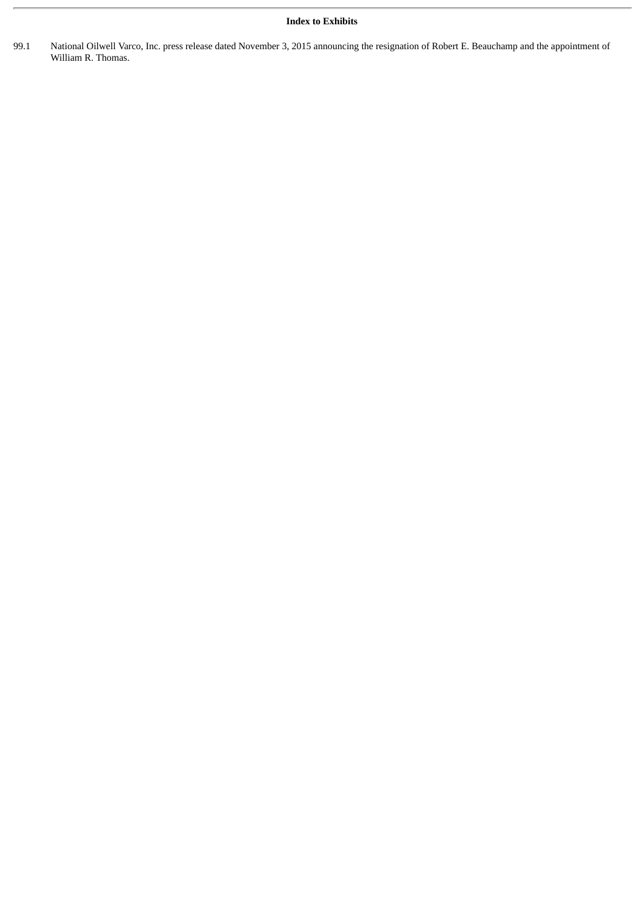**Index to Exhibits**

99.1 National Oilwell Varco, Inc. press release dated November 3, 2015 announcing the resignation of Robert E. Beauchamp and the appointment of William R. Thomas.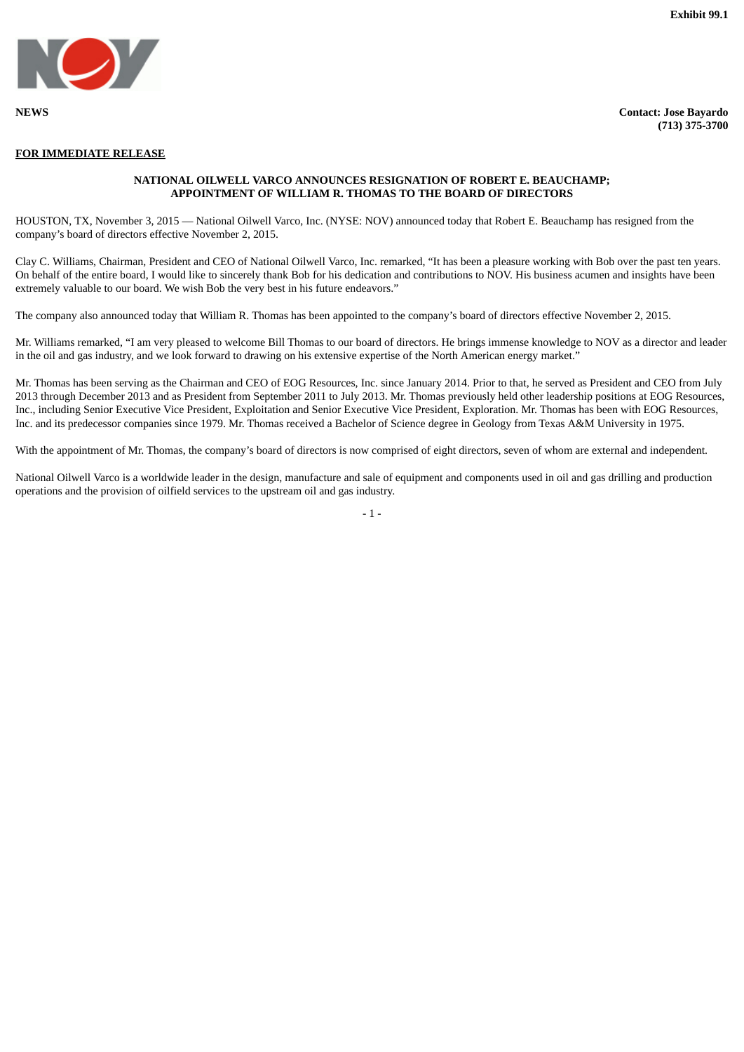**Exhibit 99.1**

**NEWS**

**Contact: Jose Bayardo**
**(713) 375-3700**

**FOR IMMEDIATE RELEASE**

**NATIONAL OILWELL VARCO ANNOUNCES RESIGNATION OF ROBERT E. BEAUCHAMP; APPOINTMENT OF WILLIAM R. THOMAS TO THE BOARD OF DIRECTORS**

HOUSTON, TX, November 3, 2015 — National Oilwell Varco, Inc. (NYSE: NOV) announced today that Robert E. Beauchamp has resigned from the company's board of directors effective November 2, 2015.

Clay C. Williams, Chairman, President and CEO of National Oilwell Varco, Inc. remarked, "It has been a pleasure working with Bob over the past ten years. On behalf of the entire board, I would like to sincerely thank Bob for his dedication and contributions to NOV. His business acumen and insights have been extremely valuable to our board. We wish Bob the very best in his future endeavors."

The company also announced today that William R. Thomas has been appointed to the company's board of directors effective November 2, 2015.

Mr. Williams remarked, "I am very pleased to welcome Bill Thomas to our board of directors. He brings immense knowledge to NOV as a director and leader in the oil and gas industry, and we look forward to drawing on his extensive expertise of the North American energy market."

Mr. Thomas has been serving as the Chairman and CEO of EOG Resources, Inc. since January 2014. Prior to that, he served as President and CEO from July 2013 through December 2013 and as President from September 2011 to July 2013. Mr. Thomas previously held other leadership positions at EOG Resources, Inc., including Senior Executive Vice President, Exploitation and Senior Executive Vice President, Exploration. Mr. Thomas has been with EOG Resources, Inc. and its predecessor companies since 1979. Mr. Thomas received a Bachelor of Science degree in Geology from Texas A&M University in 1975.

With the appointment of Mr. Thomas, the company's board of directors is now comprised of eight directors, seven of whom are external and independent.

National Oilwell Varco is a worldwide leader in the design, manufacture and sale of equipment and components used in oil and gas drilling and production operations and the provision of oilfield services to the upstream oil and gas industry.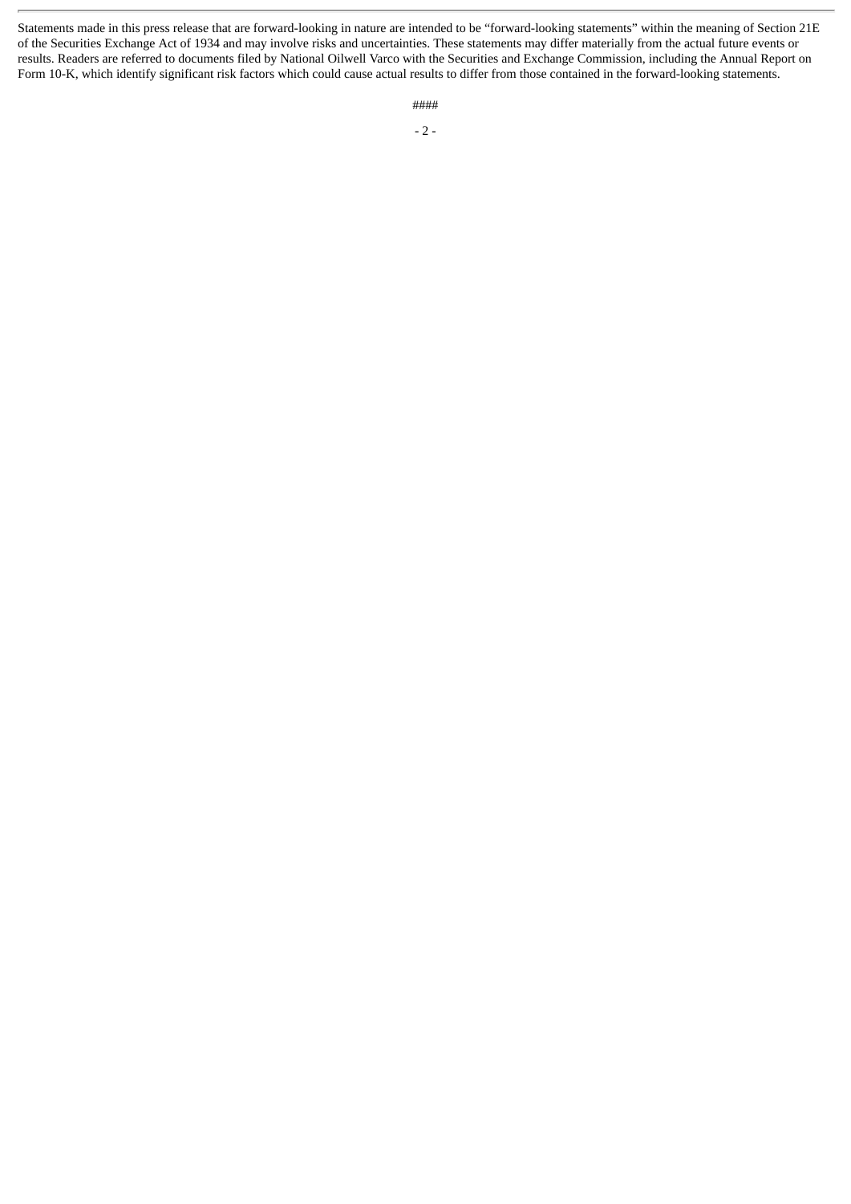Statements made in this press release that are forward-looking in nature are intended to be "forward-looking statements" within the meaning of Section 21E of the Securities Exchange Act of 1934 and may involve risks and uncertainties. These statements may differ materially from the actual future events or results. Readers are referred to documents filed by National Oilwell Varco with the Securities and Exchange Commission, including the Annual Report on Form 10-K, which identify significant risk factors which could cause actual results to differ from those contained in the forward-looking statements.

####